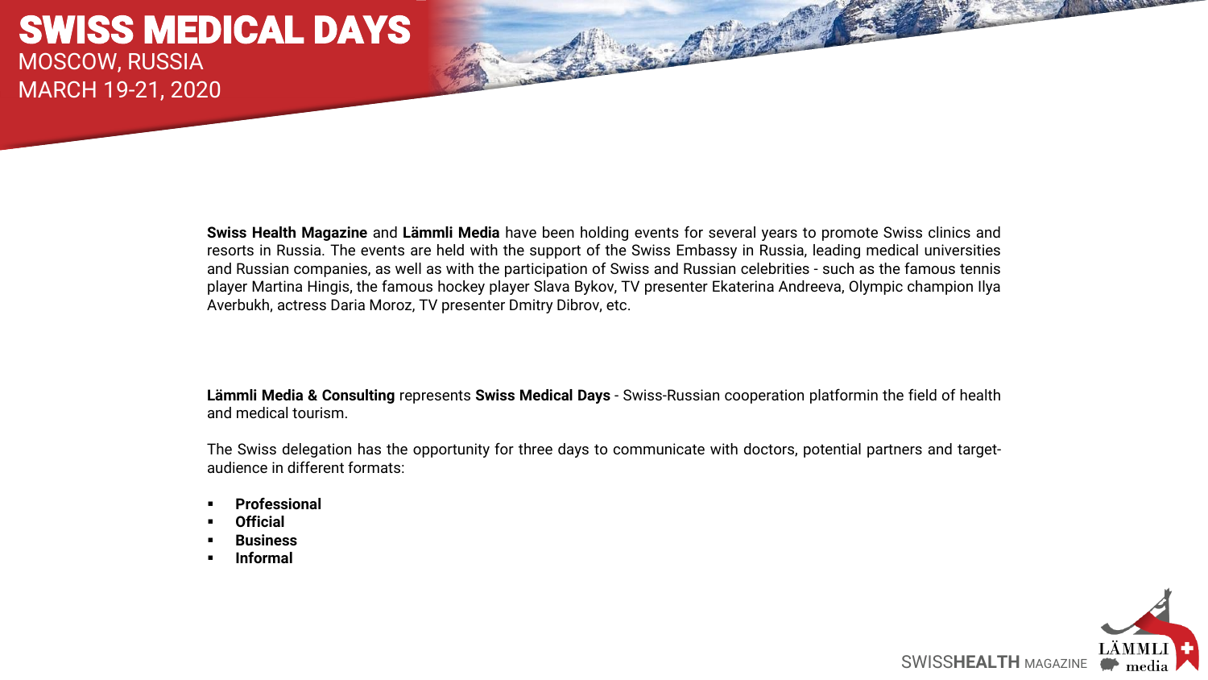# SWISS MEDICAL DAYS

MOSCOW, RUSSIA

MARCH 19-21, 2020

**Swiss Health Magazine** and **Lämmli Media** have been holding events for several years to promote Swiss clinics and resorts in Russia. The events are held with the support of the Swiss Embassy in Russia, leading medical universities and Russian companies, as well as with the participation of Swiss and Russian celebrities - such as the famous tennis player Martina Hingis, the famous hockey player Slava Bykov, TV presenter Ekaterina Andreeva, Olympic champion Ilya Averbukh, actress Daria Moroz, TV presenter Dmitry Dibrov, etc.

**Lämmli Media & Consulting** represents **Swiss Medical Days** - Swiss-Russian cooperation platformin the field of health and medical tourism.

The Swiss delegation has the opportunity for three days to communicate with doctors, potential partners and target-audience in different formats:

- **Professional**
- **Official**
- **Business**
- **Informal**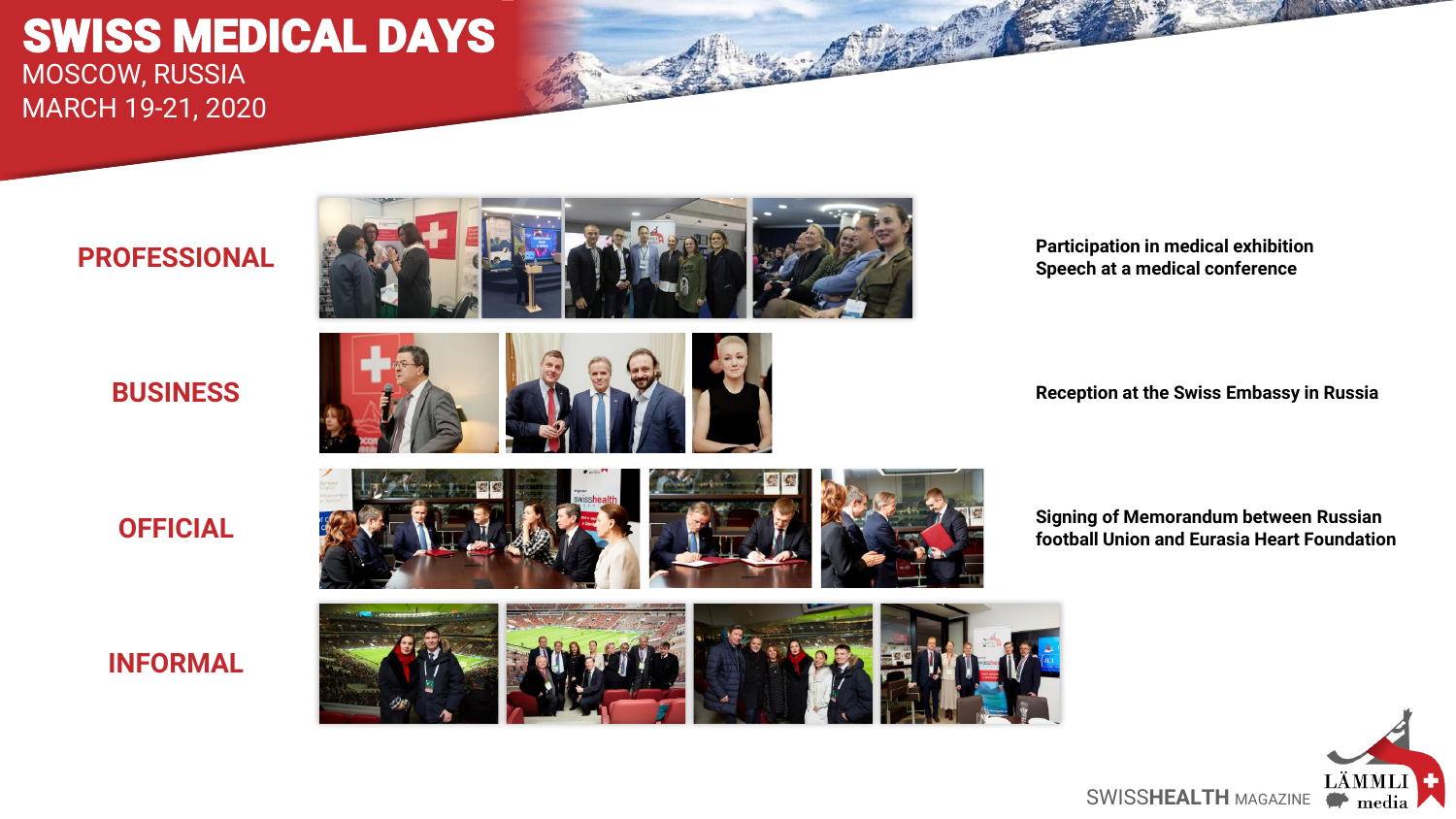# SWISS MEDICAL DAYS

MOSCOW, RUSSIA

MARCH 19-21, 2020

## PROFESSIONAL

**Participation in medical exhibition**
**Speech at a medical conference**

## BUSINESS

**Reception at the Swiss Embassy in Russia**

## OFFICIAL

**Signing of Memorandum between Russian football Union and Eurasia Heart Foundation**

## INFORMAL

SWISSHEALTH MAGAZINE

LÄMMLI media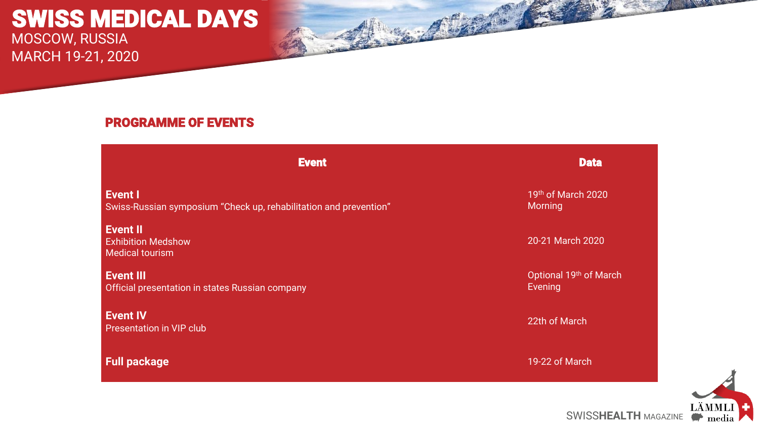# SWISS MEDICAL DAYS

MOSCOW, RUSSIA
MARCH 19-21, 2020

## PROGRAMME OF EVENTS

| Event | Data |
|---|---|
| **Event I**<br>Swiss-Russian symposium “Check up, rehabilitation and prevention” | 19th of March 2020<br>Morning |
| **Event II**<br>Exhibition Medshow<br>Medical tourism | 20-21 March 2020 |
| **Event III**<br>Official presentation in states Russian company | Optional 19th of March<br>Evening |
| **Event IV**<br>Presentation in VIP club | 22th of March |
| **Full package** | 19-22 of March |

SWISS**HEALTH** MAGAZINE

LÄMMLI media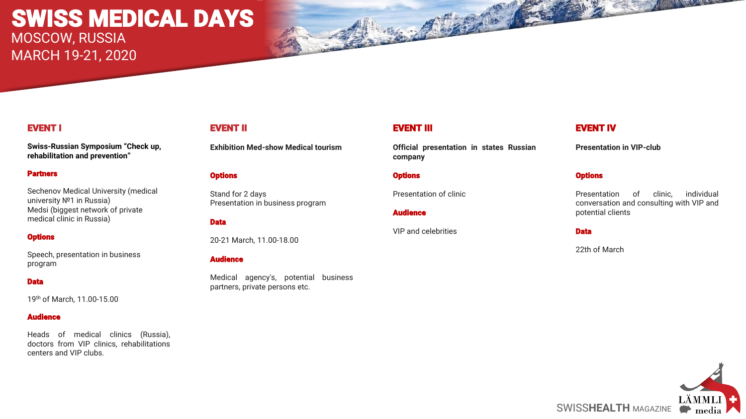# SWISS MEDICAL DAYS

MOSCOW, RUSSIA
MARCH 19-21, 2020

## EVENT I

**Swiss-Russian Symposium "Check up, rehabilitation and prevention"**

### Partners

Sechenov Medical University (medical university №1 in Russia)
Medsi (biggest network of private medical clinic in Russia)

### Options

Speech, presentation in business program

### Data

19th of March, 11.00-15.00

### Audience

Heads of medical clinics (Russia), doctors from VIP clinics, rehabilitations centers and VIP clubs.

## EVENT II

**Exhibition Med-show Medical tourism**

### Options

Stand for 2 days
Presentation in business program

### Data

20-21 March, 11.00-18.00

### Audience

Medical agency's, potential business partners, private persons etc.

## EVENT III

**Official presentation in states Russian company**

### Options

Presentation of clinic

### Audience

VIP and celebrities

## EVENT IV

**Presentation in VIP-club**

### Options

Presentation of clinic, individual conversation and consulting with VIP and potential clients

### Data

22th of March

SWISSHEALTH MAGAZINE

LÄMMLI media